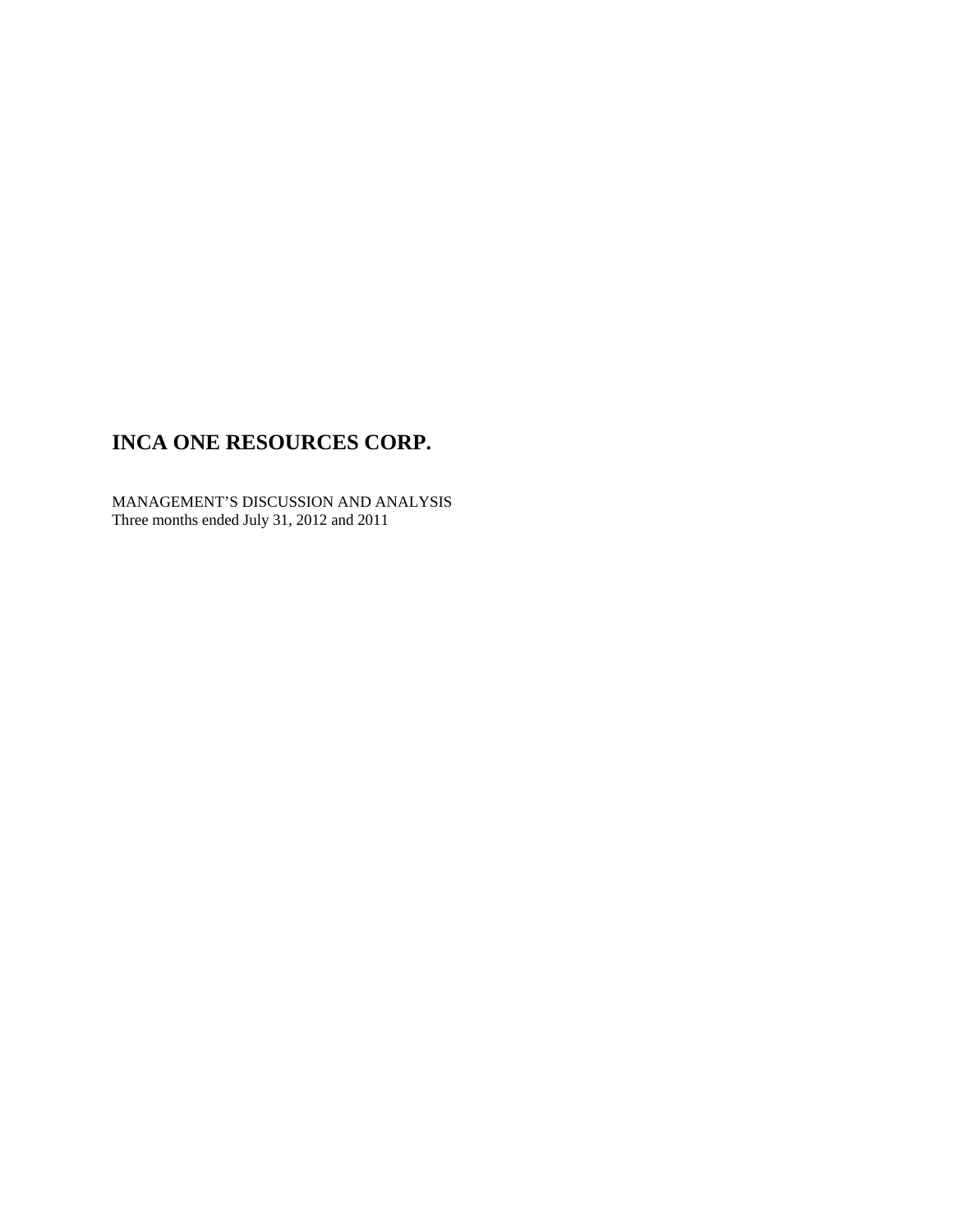# INCA ONE RESOURCES CORP.

MANAGEMENT'S DISCUSSION AND ANALYSIS
Three months ended July 31, 2012 and 2011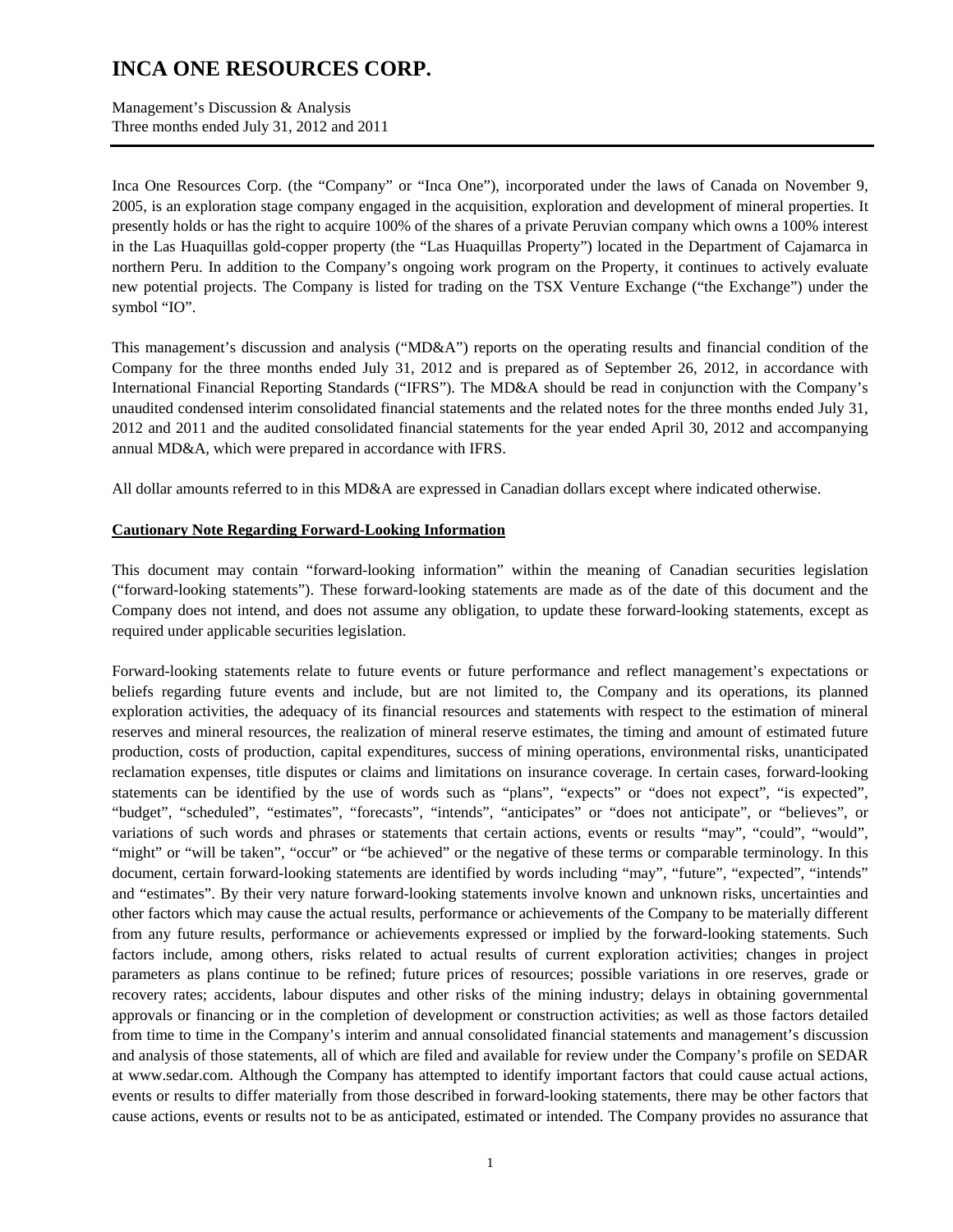Inca One Resources Corp. (the "Company" or "Inca One"), incorporated under the laws of Canada on November 9, 2005, is an exploration stage company engaged in the acquisition, exploration and development of mineral properties. It presently holds or has the right to acquire 100% of the shares of a private Peruvian company which owns a 100% interest in the Las Huaquillas gold-copper property (the "Las Huaquillas Property") located in the Department of Cajamarca in northern Peru. In addition to the Company's ongoing work program on the Property, it continues to actively evaluate new potential projects. The Company is listed for trading on the TSX Venture Exchange ("the Exchange") under the symbol "IO".

This management's discussion and analysis ("MD&A") reports on the operating results and financial condition of the Company for the three months ended July 31, 2012 and is prepared as of September 26, 2012, in accordance with International Financial Reporting Standards ("IFRS"). The MD&A should be read in conjunction with the Company's unaudited condensed interim consolidated financial statements and the related notes for the three months ended July 31, 2012 and 2011 and the audited consolidated financial statements for the year ended April 30, 2012 and accompanying annual MD&A, which were prepared in accordance with IFRS.

All dollar amounts referred to in this MD&A are expressed in Canadian dollars except where indicated otherwise.

## Cautionary Note Regarding Forward-Looking Information

This document may contain "forward-looking information" within the meaning of Canadian securities legislation ("forward-looking statements"). These forward-looking statements are made as of the date of this document and the Company does not intend, and does not assume any obligation, to update these forward-looking statements, except as required under applicable securities legislation.

Forward-looking statements relate to future events or future performance and reflect management's expectations or beliefs regarding future events and include, but are not limited to, the Company and its operations, its planned exploration activities, the adequacy of its financial resources and statements with respect to the estimation of mineral reserves and mineral resources, the realization of mineral reserve estimates, the timing and amount of estimated future production, costs of production, capital expenditures, success of mining operations, environmental risks, unanticipated reclamation expenses, title disputes or claims and limitations on insurance coverage. In certain cases, forward-looking statements can be identified by the use of words such as "plans", "expects" or "does not expect", "is expected", "budget", "scheduled", "estimates", "forecasts", "intends", "anticipates" or "does not anticipate", or "believes", or variations of such words and phrases or statements that certain actions, events or results "may", "could", "would", "might" or "will be taken", "occur" or "be achieved" or the negative of these terms or comparable terminology. In this document, certain forward-looking statements are identified by words including "may", "future", "expected", "intends" and "estimates". By their very nature forward-looking statements involve known and unknown risks, uncertainties and other factors which may cause the actual results, performance or achievements of the Company to be materially different from any future results, performance or achievements expressed or implied by the forward-looking statements. Such factors include, among others, risks related to actual results of current exploration activities; changes in project parameters as plans continue to be refined; future prices of resources; possible variations in ore reserves, grade or recovery rates; accidents, labour disputes and other risks of the mining industry; delays in obtaining governmental approvals or financing or in the completion of development or construction activities; as well as those factors detailed from time to time in the Company's interim and annual consolidated financial statements and management's discussion and analysis of those statements, all of which are filed and available for review under the Company's profile on SEDAR at www.sedar.com. Although the Company has attempted to identify important factors that could cause actual actions, events or results to differ materially from those described in forward-looking statements, there may be other factors that cause actions, events or results not to be as anticipated, estimated or intended. The Company provides no assurance that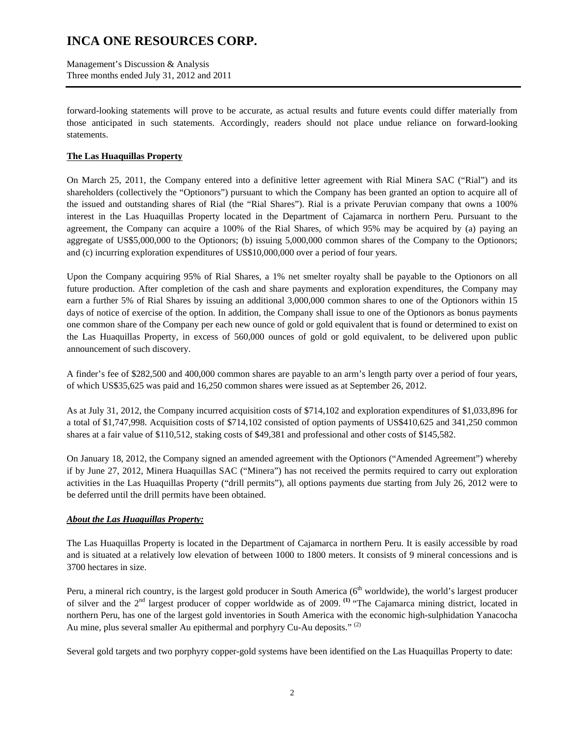forward-looking statements will prove to be accurate, as actual results and future events could differ materially from those anticipated in such statements. Accordingly, readers should not place undue reliance on forward-looking statements.

**The Las Huaquillas Property**

On March 25, 2011, the Company entered into a definitive letter agreement with Rial Minera SAC ("Rial") and its shareholders (collectively the "Optionors") pursuant to which the Company has been granted an option to acquire all of the issued and outstanding shares of Rial (the "Rial Shares"). Rial is a private Peruvian company that owns a 100% interest in the Las Huaquillas Property located in the Department of Cajamarca in northern Peru. Pursuant to the agreement, the Company can acquire a 100% of the Rial Shares, of which 95% may be acquired by (a) paying an aggregate of US$5,000,000 to the Optionors; (b) issuing 5,000,000 common shares of the Company to the Optionors; and (c) incurring exploration expenditures of US$10,000,000 over a period of four years.

Upon the Company acquiring 95% of Rial Shares, a 1% net smelter royalty shall be payable to the Optionors on all future production. After completion of the cash and share payments and exploration expenditures, the Company may earn a further 5% of Rial Shares by issuing an additional 3,000,000 common shares to one of the Optionors within 15 days of notice of exercise of the option. In addition, the Company shall issue to one of the Optionors as bonus payments one common share of the Company per each new ounce of gold or gold equivalent that is found or determined to exist on the Las Huaquillas Property, in excess of 560,000 ounces of gold or gold equivalent, to be delivered upon public announcement of such discovery.

A finder's fee of $282,500 and 400,000 common shares are payable to an arm's length party over a period of four years, of which US$35,625 was paid and 16,250 common shares were issued as at September 26, 2012.

As at July 31, 2012, the Company incurred acquisition costs of $714,102 and exploration expenditures of $1,033,896 for a total of $1,747,998. Acquisition costs of $714,102 consisted of option payments of US$410,625 and 341,250 common shares at a fair value of $110,512, staking costs of $49,381 and professional and other costs of $145,582.

On January 18, 2012, the Company signed an amended agreement with the Optionors ("Amended Agreement") whereby if by June 27, 2012, Minera Huaquillas SAC ("Minera") has not received the permits required to carry out exploration activities in the Las Huaquillas Property ("drill permits"), all options payments due starting from July 26, 2012 were to be deferred until the drill permits have been obtained.

***About the Las Huaquillas Property:***

The Las Huaquillas Property is located in the Department of Cajamarca in northern Peru. It is easily accessible by road and is situated at a relatively low elevation of between 1000 to 1800 meters. It consists of 9 mineral concessions and is 3700 hectares in size.

Peru, a mineral rich country, is the largest gold producer in South America (6th worldwide), the world's largest producer of silver and the 2nd largest producer of copper worldwide as of 2009. **[(1)]** "The Cajamarca mining district, located in northern Peru, has one of the largest gold inventories in South America with the economic high-sulphidation Yanacocha Au mine, plus several smaller Au epithermal and porphyry Cu-Au deposits." [(2)]

Several gold targets and two porphyry copper-gold systems have been identified on the Las Huaquillas Property to date: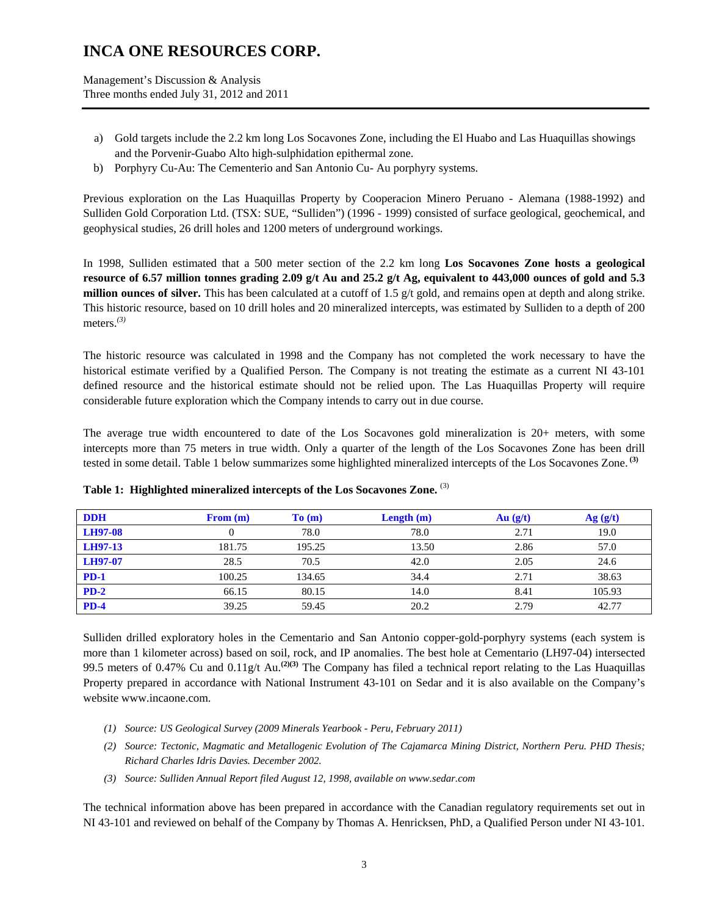a) Gold targets include the 2.2 km long Los Socavones Zone, including the El Huabo and Las Huaquillas showings and the Porvenir-Guabo Alto high-sulphidation epithermal zone.
b) Porphyry Cu-Au: The Cementerio and San Antonio Cu- Au porphyry systems.

Previous exploration on the Las Huaquillas Property by Cooperacion Minero Peruano - Alemana (1988-1992) and Sulliden Gold Corporation Ltd. (TSX: SUE, "Sulliden") (1996 - 1999) consisted of surface geological, geochemical, and geophysical studies, 26 drill holes and 1200 meters of underground workings.

In 1998, Sulliden estimated that a 500 meter section of the 2.2 km long **Los Socavones Zone hosts a geological resource of 6.57 million tonnes grading 2.09 g/t Au and 25.2 g/t Ag, equivalent to 443,000 ounces of gold and 5.3 million ounces of silver.** This has been calculated at a cutoff of 1.5 g/t gold, and remains open at depth and along strike. This historic resource, based on 10 drill holes and 20 mineralized intercepts, was estimated by Sulliden to a depth of 200 meters.*(3)*

The historic resource was calculated in 1998 and the Company has not completed the work necessary to have the historical estimate verified by a Qualified Person. The Company is not treating the estimate as a current NI 43-101 defined resource and the historical estimate should not be relied upon. The Las Huaquillas Property will require considerable future exploration which the Company intends to carry out in due course.

The average true width encountered to date of the Los Socavones gold mineralization is 20+ meters, with some intercepts more than 75 meters in true width. Only a quarter of the length of the Los Socavones Zone has been drill tested in some detail. Table 1 below summarizes some highlighted mineralized intercepts of the Los Socavones Zone. **(3)**

**Table 1: Highlighted mineralized intercepts of the Los Socavones Zone.** (3)

| DDH | From (m) | To (m) | Length (m) | Au (g/t) | Ag (g/t) |
|---|---|---|---|---|---|
| LH97-08 | 0 | 78.0 | 78.0 | 2.71 | 19.0 |
| LH97-13 | 181.75 | 195.25 | 13.50 | 2.86 | 57.0 |
| LH97-07 | 28.5 | 70.5 | 42.0 | 2.05 | 24.6 |
| PD-1 | 100.25 | 134.65 | 34.4 | 2.71 | 38.63 |
| PD-2 | 66.15 | 80.15 | 14.0 | 8.41 | 105.93 |
| PD-4 | 39.25 | 59.45 | 20.2 | 2.79 | 42.77 |

Sulliden drilled exploratory holes in the Cementario and San Antonio copper-gold-porphyry systems (each system is more than 1 kilometer across) based on soil, rock, and IP anomalies. The best hole at Cementario (LH97-04) intersected 99.5 meters of 0.47% Cu and 0.11g/t Au.**(2)(3)** The Company has filed a technical report relating to the Las Huaquillas Property prepared in accordance with National Instrument 43-101 on Sedar and it is also available on the Company's website www.incaone.com.

*(1) Source: US Geological Survey (2009 Minerals Yearbook - Peru, February 2011)*

*(2) Source: Tectonic, Magmatic and Metallogenic Evolution of The Cajamarca Mining District, Northern Peru. PHD Thesis; Richard Charles Idris Davies. December 2002.*

*(3) Source: Sulliden Annual Report filed August 12, 1998, available on www.sedar.com*

The technical information above has been prepared in accordance with the Canadian regulatory requirements set out in NI 43-101 and reviewed on behalf of the Company by Thomas A. Henricksen, PhD, a Qualified Person under NI 43-101.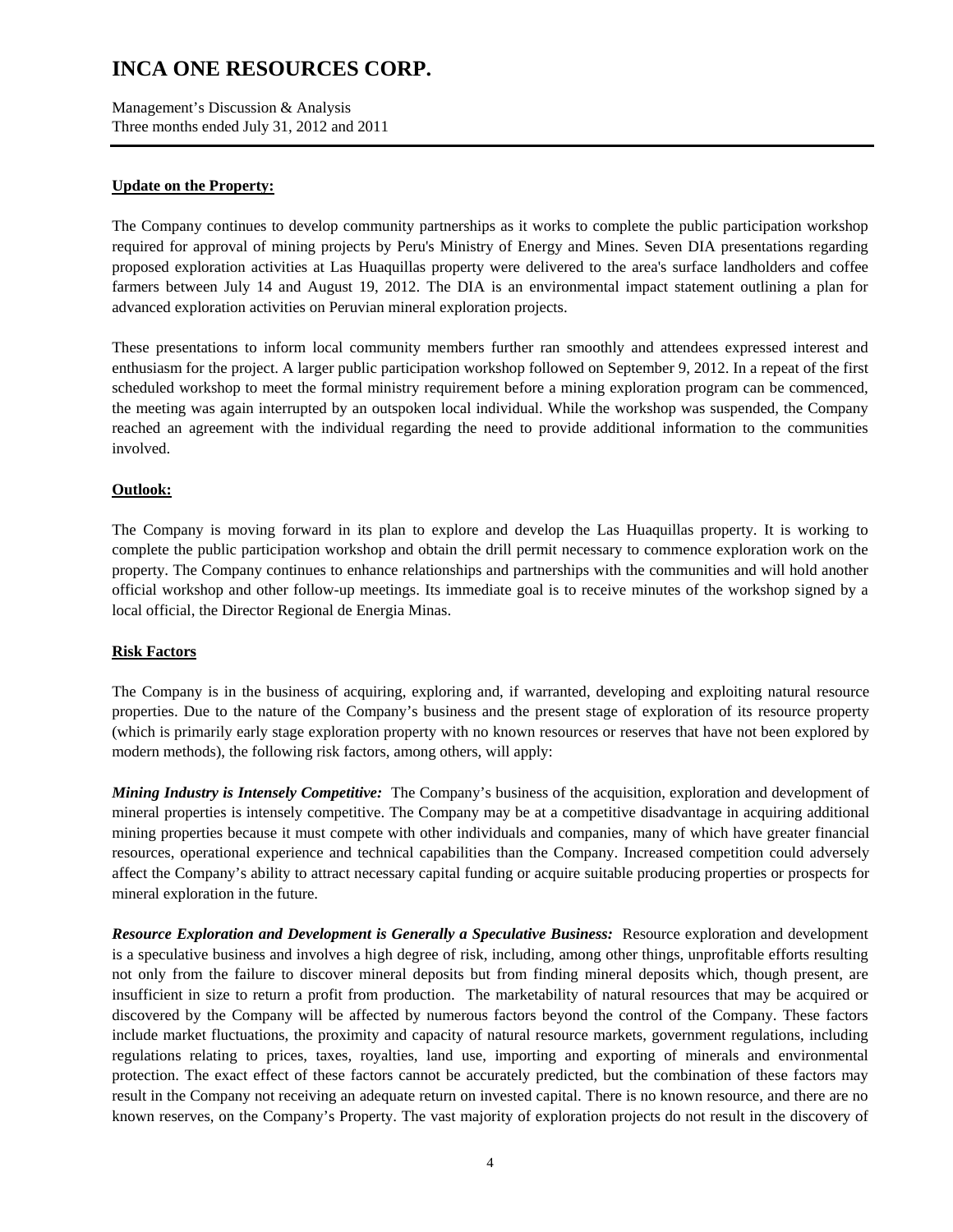**Update on the Property:**

The Company continues to develop community partnerships as it works to complete the public participation workshop required for approval of mining projects by Peru's Ministry of Energy and Mines. Seven DIA presentations regarding proposed exploration activities at Las Huaquillas property were delivered to the area's surface landholders and coffee farmers between July 14 and August 19, 2012. The DIA is an environmental impact statement outlining a plan for advanced exploration activities on Peruvian mineral exploration projects.

These presentations to inform local community members further ran smoothly and attendees expressed interest and enthusiasm for the project. A larger public participation workshop followed on September 9, 2012. In a repeat of the first scheduled workshop to meet the formal ministry requirement before a mining exploration program can be commenced, the meeting was again interrupted by an outspoken local individual. While the workshop was suspended, the Company reached an agreement with the individual regarding the need to provide additional information to the communities involved.

**Outlook:**

The Company is moving forward in its plan to explore and develop the Las Huaquillas property. It is working to complete the public participation workshop and obtain the drill permit necessary to commence exploration work on the property. The Company continues to enhance relationships and partnerships with the communities and will hold another official workshop and other follow-up meetings. Its immediate goal is to receive minutes of the workshop signed by a local official, the Director Regional de Energia Minas.

**Risk Factors**

The Company is in the business of acquiring, exploring and, if warranted, developing and exploiting natural resource properties. Due to the nature of the Company's business and the present stage of exploration of its resource property (which is primarily early stage exploration property with no known resources or reserves that have not been explored by modern methods), the following risk factors, among others, will apply:

***Mining Industry is Intensely Competitive:*** The Company's business of the acquisition, exploration and development of mineral properties is intensely competitive. The Company may be at a competitive disadvantage in acquiring additional mining properties because it must compete with other individuals and companies, many of which have greater financial resources, operational experience and technical capabilities than the Company. Increased competition could adversely affect the Company's ability to attract necessary capital funding or acquire suitable producing properties or prospects for mineral exploration in the future.

***Resource Exploration and Development is Generally a Speculative Business:*** Resource exploration and development is a speculative business and involves a high degree of risk, including, among other things, unprofitable efforts resulting not only from the failure to discover mineral deposits but from finding mineral deposits which, though present, are insufficient in size to return a profit from production. The marketability of natural resources that may be acquired or discovered by the Company will be affected by numerous factors beyond the control of the Company. These factors include market fluctuations, the proximity and capacity of natural resource markets, government regulations, including regulations relating to prices, taxes, royalties, land use, importing and exporting of minerals and environmental protection. The exact effect of these factors cannot be accurately predicted, but the combination of these factors may result in the Company not receiving an adequate return on invested capital. There is no known resource, and there are no known reserves, on the Company's Property. The vast majority of exploration projects do not result in the discovery of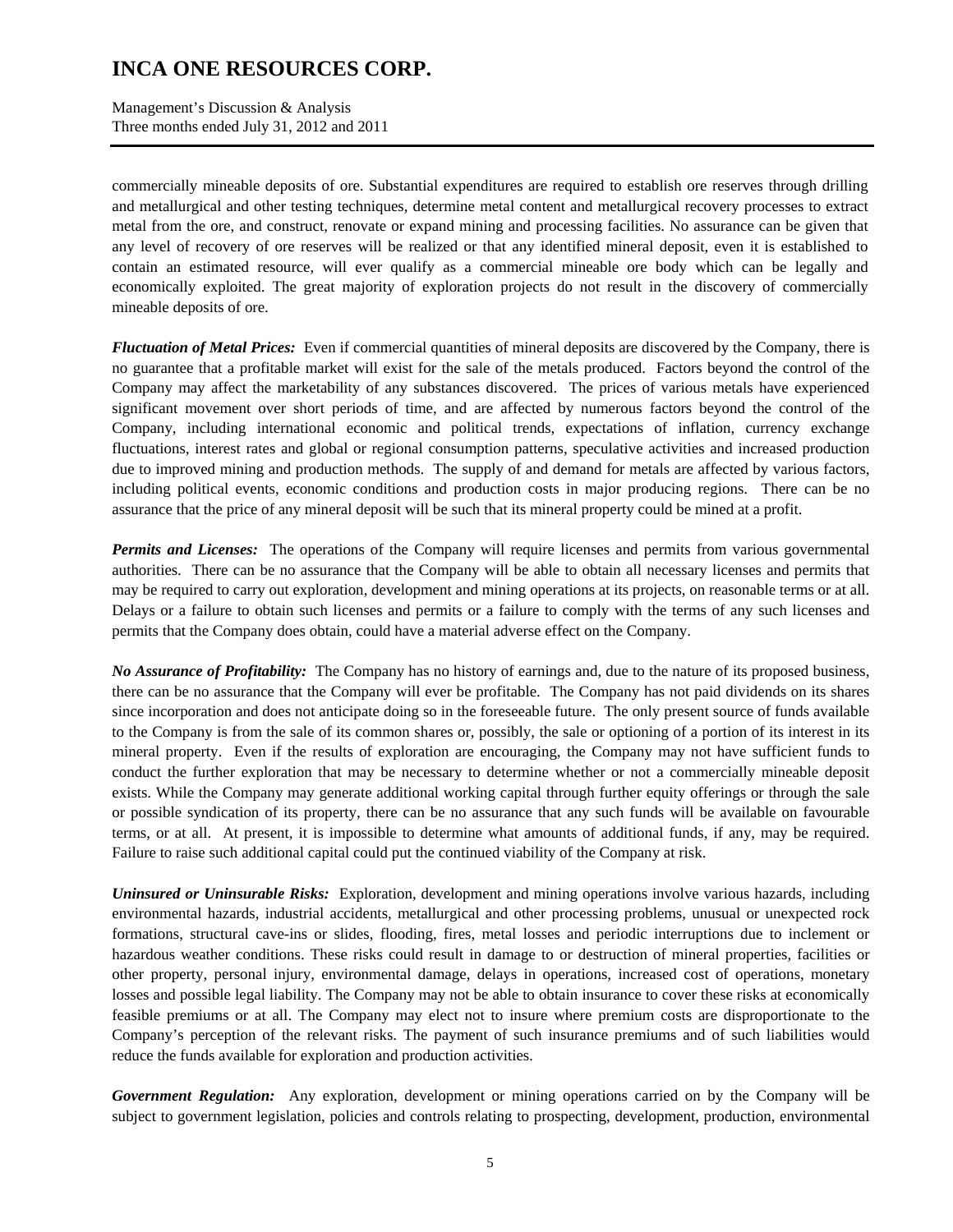commercially mineable deposits of ore. Substantial expenditures are required to establish ore reserves through drilling and metallurgical and other testing techniques, determine metal content and metallurgical recovery processes to extract metal from the ore, and construct, renovate or expand mining and processing facilities. No assurance can be given that any level of recovery of ore reserves will be realized or that any identified mineral deposit, even it is established to contain an estimated resource, will ever qualify as a commercial mineable ore body which can be legally and economically exploited. The great majority of exploration projects do not result in the discovery of commercially mineable deposits of ore.

***Fluctuation of Metal Prices:*** Even if commercial quantities of mineral deposits are discovered by the Company, there is no guarantee that a profitable market will exist for the sale of the metals produced. Factors beyond the control of the Company may affect the marketability of any substances discovered. The prices of various metals have experienced significant movement over short periods of time, and are affected by numerous factors beyond the control of the Company, including international economic and political trends, expectations of inflation, currency exchange fluctuations, interest rates and global or regional consumption patterns, speculative activities and increased production due to improved mining and production methods. The supply of and demand for metals are affected by various factors, including political events, economic conditions and production costs in major producing regions. There can be no assurance that the price of any mineral deposit will be such that its mineral property could be mined at a profit.

***Permits and Licenses:*** The operations of the Company will require licenses and permits from various governmental authorities. There can be no assurance that the Company will be able to obtain all necessary licenses and permits that may be required to carry out exploration, development and mining operations at its projects, on reasonable terms or at all. Delays or a failure to obtain such licenses and permits or a failure to comply with the terms of any such licenses and permits that the Company does obtain, could have a material adverse effect on the Company.

***No Assurance of Profitability:*** The Company has no history of earnings and, due to the nature of its proposed business, there can be no assurance that the Company will ever be profitable. The Company has not paid dividends on its shares since incorporation and does not anticipate doing so in the foreseeable future. The only present source of funds available to the Company is from the sale of its common shares or, possibly, the sale or optioning of a portion of its interest in its mineral property. Even if the results of exploration are encouraging, the Company may not have sufficient funds to conduct the further exploration that may be necessary to determine whether or not a commercially mineable deposit exists. While the Company may generate additional working capital through further equity offerings or through the sale or possible syndication of its property, there can be no assurance that any such funds will be available on favourable terms, or at all. At present, it is impossible to determine what amounts of additional funds, if any, may be required. Failure to raise such additional capital could put the continued viability of the Company at risk.

***Uninsured or Uninsurable Risks:*** Exploration, development and mining operations involve various hazards, including environmental hazards, industrial accidents, metallurgical and other processing problems, unusual or unexpected rock formations, structural cave-ins or slides, flooding, fires, metal losses and periodic interruptions due to inclement or hazardous weather conditions. These risks could result in damage to or destruction of mineral properties, facilities or other property, personal injury, environmental damage, delays in operations, increased cost of operations, monetary losses and possible legal liability. The Company may not be able to obtain insurance to cover these risks at economically feasible premiums or at all. The Company may elect not to insure where premium costs are disproportionate to the Company's perception of the relevant risks. The payment of such insurance premiums and of such liabilities would reduce the funds available for exploration and production activities.

***Government Regulation:*** Any exploration, development or mining operations carried on by the Company will be subject to government legislation, policies and controls relating to prospecting, development, production, environmental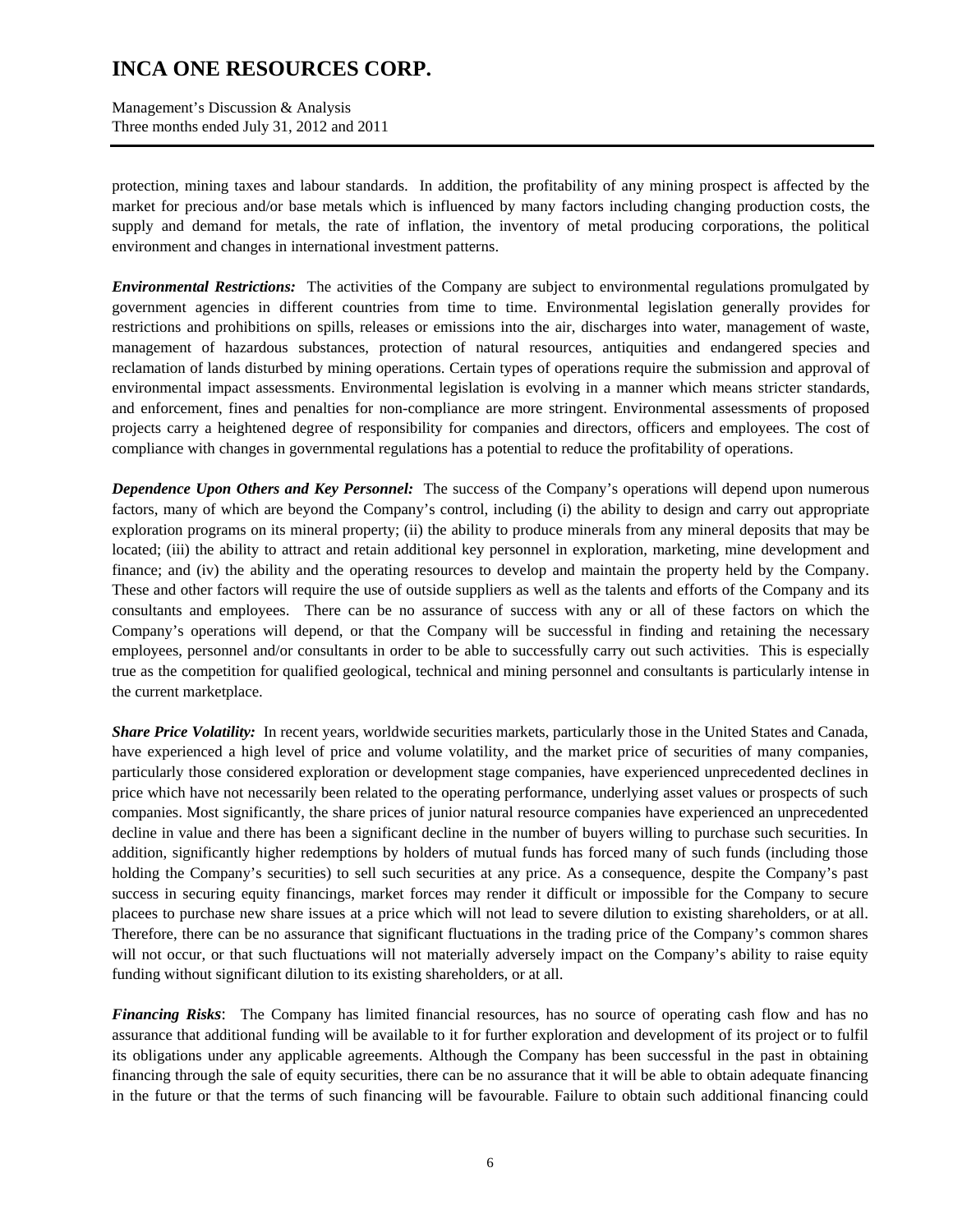protection, mining taxes and labour standards. In addition, the profitability of any mining prospect is affected by the market for precious and/or base metals which is influenced by many factors including changing production costs, the supply and demand for metals, the rate of inflation, the inventory of metal producing corporations, the political environment and changes in international investment patterns.

***Environmental Restrictions:*** The activities of the Company are subject to environmental regulations promulgated by government agencies in different countries from time to time. Environmental legislation generally provides for restrictions and prohibitions on spills, releases or emissions into the air, discharges into water, management of waste, management of hazardous substances, protection of natural resources, antiquities and endangered species and reclamation of lands disturbed by mining operations. Certain types of operations require the submission and approval of environmental impact assessments. Environmental legislation is evolving in a manner which means stricter standards, and enforcement, fines and penalties for non-compliance are more stringent. Environmental assessments of proposed projects carry a heightened degree of responsibility for companies and directors, officers and employees. The cost of compliance with changes in governmental regulations has a potential to reduce the profitability of operations.

***Dependence Upon Others and Key Personnel:*** The success of the Company's operations will depend upon numerous factors, many of which are beyond the Company's control, including (i) the ability to design and carry out appropriate exploration programs on its mineral property; (ii) the ability to produce minerals from any mineral deposits that may be located; (iii) the ability to attract and retain additional key personnel in exploration, marketing, mine development and finance; and (iv) the ability and the operating resources to develop and maintain the property held by the Company. These and other factors will require the use of outside suppliers as well as the talents and efforts of the Company and its consultants and employees. There can be no assurance of success with any or all of these factors on which the Company's operations will depend, or that the Company will be successful in finding and retaining the necessary employees, personnel and/or consultants in order to be able to successfully carry out such activities. This is especially true as the competition for qualified geological, technical and mining personnel and consultants is particularly intense in the current marketplace.

***Share Price Volatility:*** In recent years, worldwide securities markets, particularly those in the United States and Canada, have experienced a high level of price and volume volatility, and the market price of securities of many companies, particularly those considered exploration or development stage companies, have experienced unprecedented declines in price which have not necessarily been related to the operating performance, underlying asset values or prospects of such companies. Most significantly, the share prices of junior natural resource companies have experienced an unprecedented decline in value and there has been a significant decline in the number of buyers willing to purchase such securities. In addition, significantly higher redemptions by holders of mutual funds has forced many of such funds (including those holding the Company's securities) to sell such securities at any price. As a consequence, despite the Company's past success in securing equity financings, market forces may render it difficult or impossible for the Company to secure placees to purchase new share issues at a price which will not lead to severe dilution to existing shareholders, or at all. Therefore, there can be no assurance that significant fluctuations in the trading price of the Company's common shares will not occur, or that such fluctuations will not materially adversely impact on the Company's ability to raise equity funding without significant dilution to its existing shareholders, or at all.

***Financing Risks***: The Company has limited financial resources, has no source of operating cash flow and has no assurance that additional funding will be available to it for further exploration and development of its project or to fulfil its obligations under any applicable agreements. Although the Company has been successful in the past in obtaining financing through the sale of equity securities, there can be no assurance that it will be able to obtain adequate financing in the future or that the terms of such financing will be favourable. Failure to obtain such additional financing could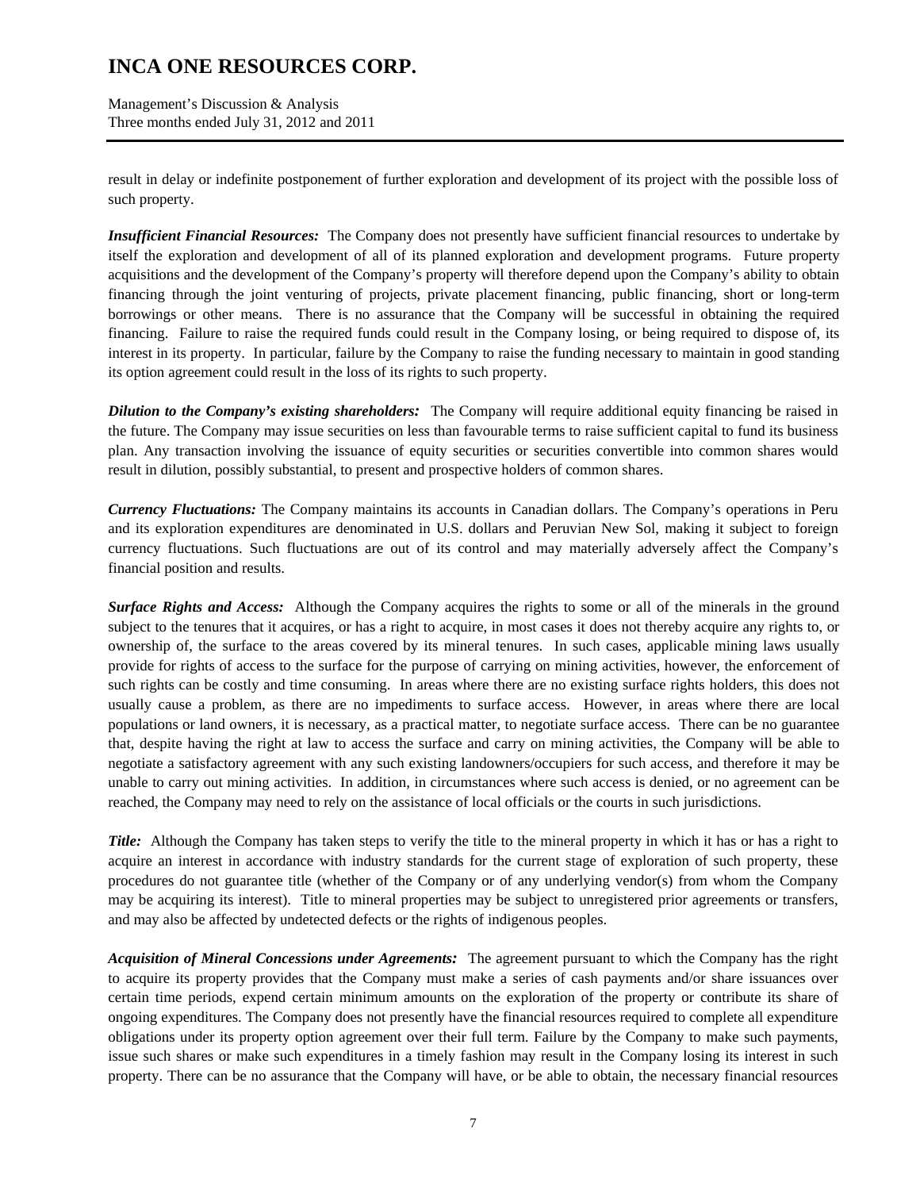result in delay or indefinite postponement of further exploration and development of its project with the possible loss of such property.

***Insufficient Financial Resources:*** The Company does not presently have sufficient financial resources to undertake by itself the exploration and development of all of its planned exploration and development programs. Future property acquisitions and the development of the Company's property will therefore depend upon the Company's ability to obtain financing through the joint venturing of projects, private placement financing, public financing, short or long-term borrowings or other means. There is no assurance that the Company will be successful in obtaining the required financing. Failure to raise the required funds could result in the Company losing, or being required to dispose of, its interest in its property. In particular, failure by the Company to raise the funding necessary to maintain in good standing its option agreement could result in the loss of its rights to such property.

***Dilution to the Company's existing shareholders:*** The Company will require additional equity financing be raised in the future. The Company may issue securities on less than favourable terms to raise sufficient capital to fund its business plan. Any transaction involving the issuance of equity securities or securities convertible into common shares would result in dilution, possibly substantial, to present and prospective holders of common shares.

***Currency Fluctuations:*** The Company maintains its accounts in Canadian dollars. The Company's operations in Peru and its exploration expenditures are denominated in U.S. dollars and Peruvian New Sol, making it subject to foreign currency fluctuations. Such fluctuations are out of its control and may materially adversely affect the Company's financial position and results.

***Surface Rights and Access:*** Although the Company acquires the rights to some or all of the minerals in the ground subject to the tenures that it acquires, or has a right to acquire, in most cases it does not thereby acquire any rights to, or ownership of, the surface to the areas covered by its mineral tenures. In such cases, applicable mining laws usually provide for rights of access to the surface for the purpose of carrying on mining activities, however, the enforcement of such rights can be costly and time consuming. In areas where there are no existing surface rights holders, this does not usually cause a problem, as there are no impediments to surface access. However, in areas where there are local populations or land owners, it is necessary, as a practical matter, to negotiate surface access. There can be no guarantee that, despite having the right at law to access the surface and carry on mining activities, the Company will be able to negotiate a satisfactory agreement with any such existing landowners/occupiers for such access, and therefore it may be unable to carry out mining activities. In addition, in circumstances where such access is denied, or no agreement can be reached, the Company may need to rely on the assistance of local officials or the courts in such jurisdictions.

***Title:*** Although the Company has taken steps to verify the title to the mineral property in which it has or has a right to acquire an interest in accordance with industry standards for the current stage of exploration of such property, these procedures do not guarantee title (whether of the Company or of any underlying vendor(s) from whom the Company may be acquiring its interest). Title to mineral properties may be subject to unregistered prior agreements or transfers, and may also be affected by undetected defects or the rights of indigenous peoples.

***Acquisition of Mineral Concessions under Agreements:*** The agreement pursuant to which the Company has the right to acquire its property provides that the Company must make a series of cash payments and/or share issuances over certain time periods, expend certain minimum amounts on the exploration of the property or contribute its share of ongoing expenditures. The Company does not presently have the financial resources required to complete all expenditure obligations under its property option agreement over their full term. Failure by the Company to make such payments, issue such shares or make such expenditures in a timely fashion may result in the Company losing its interest in such property. There can be no assurance that the Company will have, or be able to obtain, the necessary financial resources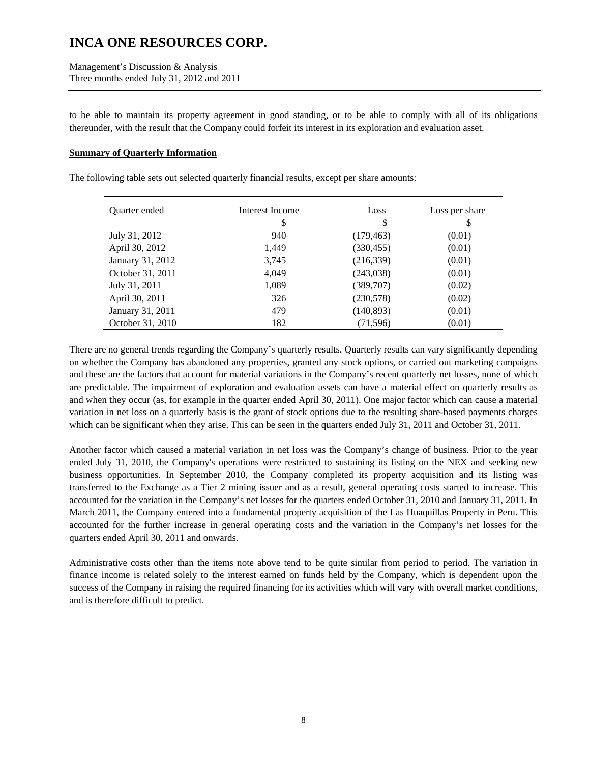to be able to maintain its property agreement in good standing, or to be able to comply with all of its obligations thereunder, with the result that the Company could forfeit its interest in its exploration and evaluation asset.

**Summary of Quarterly Information**

The following table sets out selected quarterly financial results, except per share amounts:

| Quarter ended | Interest Income | Loss | Loss per share |
|---|---|---|---|
| | $ | $ | $ |
| July 31, 2012 | 940 | (179,463) | (0.01) |
| April 30, 2012 | 1,449 | (330,455) | (0.01) |
| January 31, 2012 | 3,745 | (216,339) | (0.01) |
| October 31, 2011 | 4,049 | (243,038) | (0.01) |
| July 31, 2011 | 1,089 | (389,707) | (0.02) |
| April 30, 2011 | 326 | (230,578) | (0.02) |
| January 31, 2011 | 479 | (140,893) | (0.01) |
| October 31, 2010 | 182 | (71,596) | (0.01) |

There are no general trends regarding the Company's quarterly results. Quarterly results can vary significantly depending on whether the Company has abandoned any properties, granted any stock options, or carried out marketing campaigns and these are the factors that account for material variations in the Company's recent quarterly net losses, none of which are predictable. The impairment of exploration and evaluation assets can have a material effect on quarterly results as and when they occur (as, for example in the quarter ended April 30, 2011). One major factor which can cause a material variation in net loss on a quarterly basis is the grant of stock options due to the resulting share-based payments charges which can be significant when they arise. This can be seen in the quarters ended July 31, 2011 and October 31, 2011.

Another factor which caused a material variation in net loss was the Company's change of business. Prior to the year ended July 31, 2010, the Company's operations were restricted to sustaining its listing on the NEX and seeking new business opportunities. In September 2010, the Company completed its property acquisition and its listing was transferred to the Exchange as a Tier 2 mining issuer and as a result, general operating costs started to increase. This accounted for the variation in the Company's net losses for the quarters ended October 31, 2010 and January 31, 2011. In March 2011, the Company entered into a fundamental property acquisition of the Las Huaquillas Property in Peru. This accounted for the further increase in general operating costs and the variation in the Company's net losses for the quarters ended April 30, 2011 and onwards.

Administrative costs other than the items note above tend to be quite similar from period to period. The variation in finance income is related solely to the interest earned on funds held by the Company, which is dependent upon the success of the Company in raising the required financing for its activities which will vary with overall market conditions, and is therefore difficult to predict.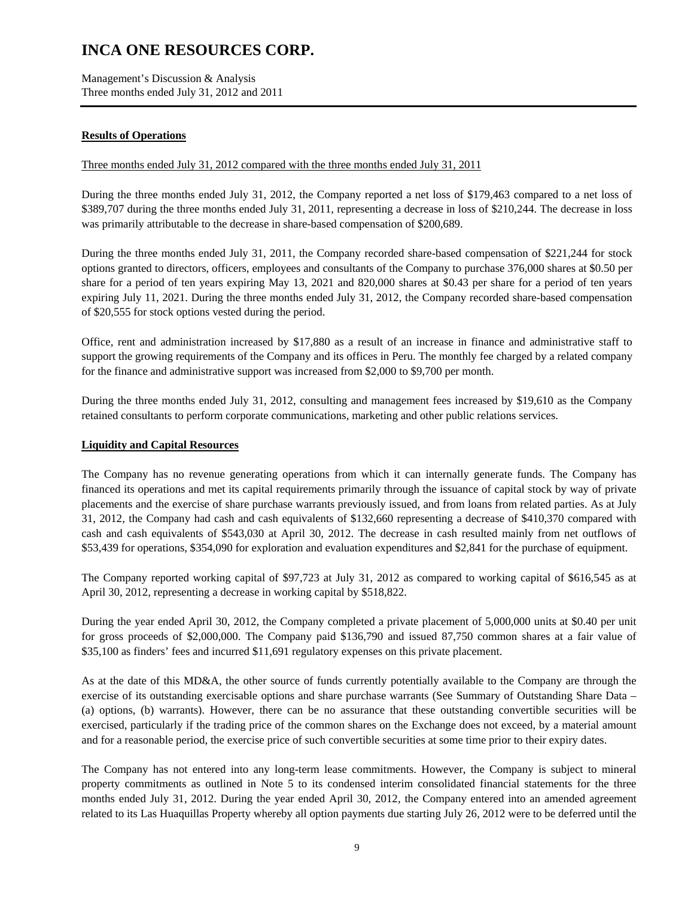## Results of Operations

Three months ended July 31, 2012 compared with the three months ended July 31, 2011

During the three months ended July 31, 2012, the Company reported a net loss of \$179,463 compared to a net loss of \$389,707 during the three months ended July 31, 2011, representing a decrease in loss of \$210,244. The decrease in loss was primarily attributable to the decrease in share-based compensation of \$200,689.

During the three months ended July 31, 2011, the Company recorded share-based compensation of \$221,244 for stock options granted to directors, officers, employees and consultants of the Company to purchase 376,000 shares at \$0.50 per share for a period of ten years expiring May 13, 2021 and 820,000 shares at \$0.43 per share for a period of ten years expiring July 11, 2021. During the three months ended July 31, 2012, the Company recorded share-based compensation of \$20,555 for stock options vested during the period.

Office, rent and administration increased by \$17,880 as a result of an increase in finance and administrative staff to support the growing requirements of the Company and its offices in Peru. The monthly fee charged by a related company for the finance and administrative support was increased from \$2,000 to \$9,700 per month.

During the three months ended July 31, 2012, consulting and management fees increased by \$19,610 as the Company retained consultants to perform corporate communications, marketing and other public relations services.

## Liquidity and Capital Resources

The Company has no revenue generating operations from which it can internally generate funds. The Company has financed its operations and met its capital requirements primarily through the issuance of capital stock by way of private placements and the exercise of share purchase warrants previously issued, and from loans from related parties. As at July 31, 2012, the Company had cash and cash equivalents of \$132,660 representing a decrease of \$410,370 compared with cash and cash equivalents of \$543,030 at April 30, 2012. The decrease in cash resulted mainly from net outflows of \$53,439 for operations, \$354,090 for exploration and evaluation expenditures and \$2,841 for the purchase of equipment.

The Company reported working capital of \$97,723 at July 31, 2012 as compared to working capital of \$616,545 as at April 30, 2012, representing a decrease in working capital by \$518,822.

During the year ended April 30, 2012, the Company completed a private placement of 5,000,000 units at \$0.40 per unit for gross proceeds of \$2,000,000. The Company paid \$136,790 and issued 87,750 common shares at a fair value of \$35,100 as finders' fees and incurred \$11,691 regulatory expenses on this private placement.

As at the date of this MD&A, the other source of funds currently potentially available to the Company are through the exercise of its outstanding exercisable options and share purchase warrants (See Summary of Outstanding Share Data – (a) options, (b) warrants). However, there can be no assurance that these outstanding convertible securities will be exercised, particularly if the trading price of the common shares on the Exchange does not exceed, by a material amount and for a reasonable period, the exercise price of such convertible securities at some time prior to their expiry dates.

The Company has not entered into any long-term lease commitments. However, the Company is subject to mineral property commitments as outlined in Note 5 to its condensed interim consolidated financial statements for the three months ended July 31, 2012. During the year ended April 30, 2012, the Company entered into an amended agreement related to its Las Huaquillas Property whereby all option payments due starting July 26, 2012 were to be deferred until the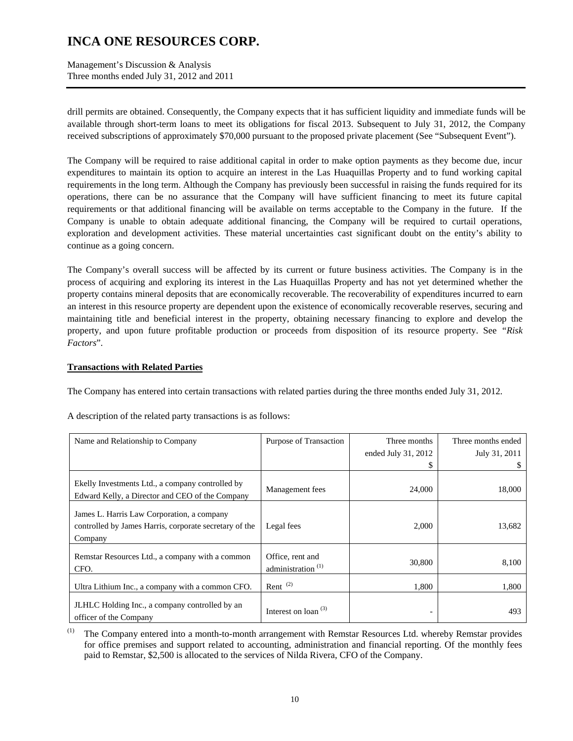drill permits are obtained. Consequently, the Company expects that it has sufficient liquidity and immediate funds will be available through short-term loans to meet its obligations for fiscal 2013. Subsequent to July 31, 2012, the Company received subscriptions of approximately $70,000 pursuant to the proposed private placement (See "Subsequent Event").

The Company will be required to raise additional capital in order to make option payments as they become due, incur expenditures to maintain its option to acquire an interest in the Las Huaquillas Property and to fund working capital requirements in the long term. Although the Company has previously been successful in raising the funds required for its operations, there can be no assurance that the Company will have sufficient financing to meet its future capital requirements or that additional financing will be available on terms acceptable to the Company in the future. If the Company is unable to obtain adequate additional financing, the Company will be required to curtail operations, exploration and development activities. These material uncertainties cast significant doubt on the entity's ability to continue as a going concern.

The Company's overall success will be affected by its current or future business activities. The Company is in the process of acquiring and exploring its interest in the Las Huaquillas Property and has not yet determined whether the property contains mineral deposits that are economically recoverable. The recoverability of expenditures incurred to earn an interest in this resource property are dependent upon the existence of economically recoverable reserves, securing and maintaining title and beneficial interest in the property, obtaining necessary financing to explore and develop the property, and upon future profitable production or proceeds from disposition of its resource property. See "*Risk Factors*".

**Transactions with Related Parties**

The Company has entered into certain transactions with related parties during the three months ended July 31, 2012.

A description of the related party transactions is as follows:

| Name and Relationship to Company | Purpose of Transaction | Three months ended July 31, 2012 $ | Three months ended July 31, 2011 $ |
|---|---|---|---|
| Ekelly Investments Ltd., a company controlled by Edward Kelly, a Director and CEO of the Company | Management fees | 24,000 | 18,000 |
| James L. Harris Law Corporation, a company controlled by James Harris, corporate secretary of the Company | Legal fees | 2,000 | 13,682 |
| Remstar Resources Ltd., a company with a common CFO. | Office, rent and administration (1) | 30,800 | 8,100 |
| Ultra Lithium Inc., a company with a common CFO. | Rent (2) | 1,800 | 1,800 |
| JLHLC Holding Inc., a company controlled by an officer of the Company | Interest on loan (3) | - | 493 |

(1) The Company entered into a month-to-month arrangement with Remstar Resources Ltd. whereby Remstar provides for office premises and support related to accounting, administration and financial reporting. Of the monthly fees paid to Remstar, $2,500 is allocated to the services of Nilda Rivera, CFO of the Company.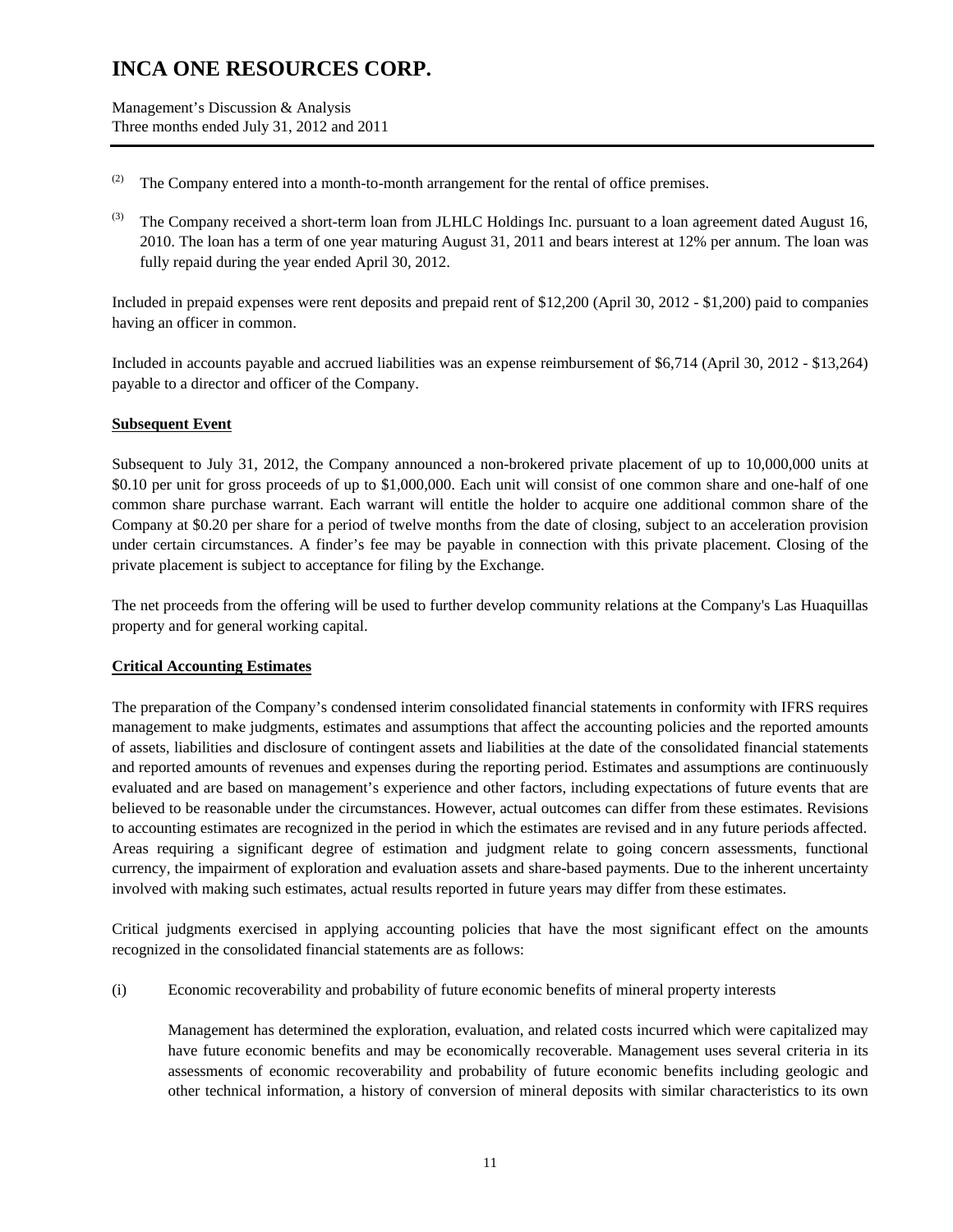(2) The Company entered into a month-to-month arrangement for the rental of office premises.

(3) The Company received a short-term loan from JLHLC Holdings Inc. pursuant to a loan agreement dated August 16, 2010. The loan has a term of one year maturing August 31, 2011 and bears interest at 12% per annum. The loan was fully repaid during the year ended April 30, 2012.

Included in prepaid expenses were rent deposits and prepaid rent of $12,200 (April 30, 2012 - $1,200) paid to companies having an officer in common.

Included in accounts payable and accrued liabilities was an expense reimbursement of $6,714 (April 30, 2012 - $13,264) payable to a director and officer of the Company.

## Subsequent Event

Subsequent to July 31, 2012, the Company announced a non-brokered private placement of up to 10,000,000 units at $0.10 per unit for gross proceeds of up to $1,000,000. Each unit will consist of one common share and one-half of one common share purchase warrant. Each warrant will entitle the holder to acquire one additional common share of the Company at $0.20 per share for a period of twelve months from the date of closing, subject to an acceleration provision under certain circumstances. A finder's fee may be payable in connection with this private placement. Closing of the private placement is subject to acceptance for filing by the Exchange.

The net proceeds from the offering will be used to further develop community relations at the Company's Las Huaquillas property and for general working capital.

## Critical Accounting Estimates

The preparation of the Company's condensed interim consolidated financial statements in conformity with IFRS requires management to make judgments, estimates and assumptions that affect the accounting policies and the reported amounts of assets, liabilities and disclosure of contingent assets and liabilities at the date of the consolidated financial statements and reported amounts of revenues and expenses during the reporting period. Estimates and assumptions are continuously evaluated and are based on management's experience and other factors, including expectations of future events that are believed to be reasonable under the circumstances. However, actual outcomes can differ from these estimates. Revisions to accounting estimates are recognized in the period in which the estimates are revised and in any future periods affected. Areas requiring a significant degree of estimation and judgment relate to going concern assessments, functional currency, the impairment of exploration and evaluation assets and share-based payments. Due to the inherent uncertainty involved with making such estimates, actual results reported in future years may differ from these estimates.

Critical judgments exercised in applying accounting policies that have the most significant effect on the amounts recognized in the consolidated financial statements are as follows:

(i) Economic recoverability and probability of future economic benefits of mineral property interests

Management has determined the exploration, evaluation, and related costs incurred which were capitalized may have future economic benefits and may be economically recoverable. Management uses several criteria in its assessments of economic recoverability and probability of future economic benefits including geologic and other technical information, a history of conversion of mineral deposits with similar characteristics to its own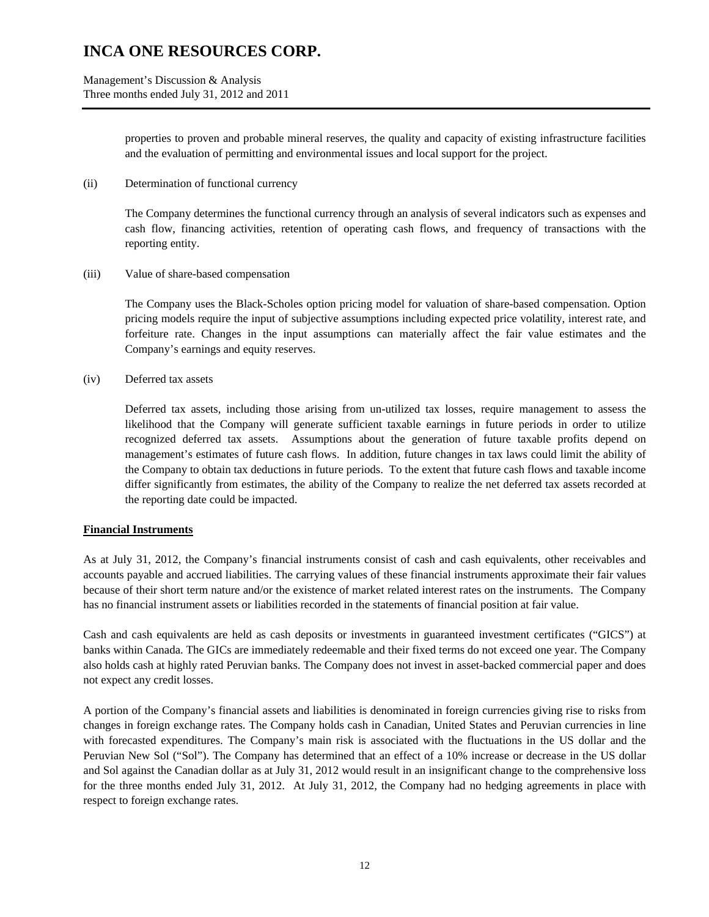properties to proven and probable mineral reserves, the quality and capacity of existing infrastructure facilities and the evaluation of permitting and environmental issues and local support for the project.

(ii) Determination of functional currency

The Company determines the functional currency through an analysis of several indicators such as expenses and cash flow, financing activities, retention of operating cash flows, and frequency of transactions with the reporting entity.

(iii) Value of share-based compensation

The Company uses the Black-Scholes option pricing model for valuation of share-based compensation. Option pricing models require the input of subjective assumptions including expected price volatility, interest rate, and forfeiture rate. Changes in the input assumptions can materially affect the fair value estimates and the Company's earnings and equity reserves.

(iv) Deferred tax assets

Deferred tax assets, including those arising from un-utilized tax losses, require management to assess the likelihood that the Company will generate sufficient taxable earnings in future periods in order to utilize recognized deferred tax assets. Assumptions about the generation of future taxable profits depend on management's estimates of future cash flows. In addition, future changes in tax laws could limit the ability of the Company to obtain tax deductions in future periods. To the extent that future cash flows and taxable income differ significantly from estimates, the ability of the Company to realize the net deferred tax assets recorded at the reporting date could be impacted.

## Financial Instruments

As at July 31, 2012, the Company's financial instruments consist of cash and cash equivalents, other receivables and accounts payable and accrued liabilities. The carrying values of these financial instruments approximate their fair values because of their short term nature and/or the existence of market related interest rates on the instruments. The Company has no financial instrument assets or liabilities recorded in the statements of financial position at fair value.

Cash and cash equivalents are held as cash deposits or investments in guaranteed investment certificates ("GICS") at banks within Canada. The GICs are immediately redeemable and their fixed terms do not exceed one year. The Company also holds cash at highly rated Peruvian banks. The Company does not invest in asset-backed commercial paper and does not expect any credit losses.

A portion of the Company's financial assets and liabilities is denominated in foreign currencies giving rise to risks from changes in foreign exchange rates. The Company holds cash in Canadian, United States and Peruvian currencies in line with forecasted expenditures. The Company's main risk is associated with the fluctuations in the US dollar and the Peruvian New Sol ("Sol"). The Company has determined that an effect of a 10% increase or decrease in the US dollar and Sol against the Canadian dollar as at July 31, 2012 would result in an insignificant change to the comprehensive loss for the three months ended July 31, 2012. At July 31, 2012, the Company had no hedging agreements in place with respect to foreign exchange rates.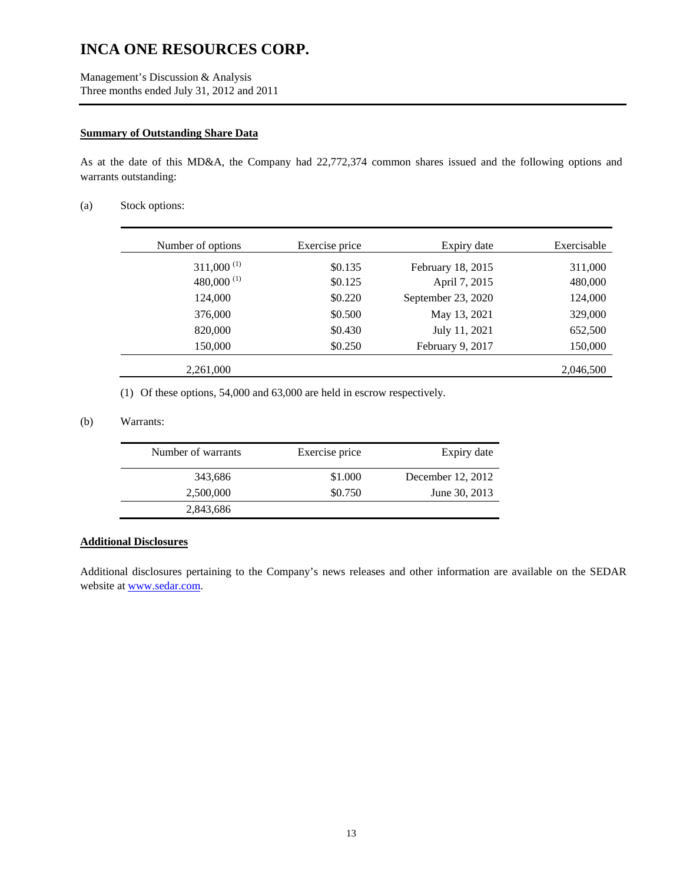# INCA ONE RESOURCES CORP.

Management's Discussion & Analysis
Three months ended July 31, 2012 and 2011

**Summary of Outstanding Share Data**

As at the date of this MD&A, the Company had 22,772,374 common shares issued and the following options and warrants outstanding:

(a) Stock options:

| Number of options | Exercise price | Expiry date | Exercisable |
|---|---|---|---|
| 311,000 (1) | $0.135 | February 18, 2015 | 311,000 |
| 480,000 (1) | $0.125 | April 7, 2015 | 480,000 |
| 124,000 | $0.220 | September 23, 2020 | 124,000 |
| 376,000 | $0.500 | May 13, 2021 | 329,000 |
| 820,000 | $0.430 | July 11, 2021 | 652,500 |
| 150,000 | $0.250 | February 9, 2017 | 150,000 |
| 2,261,000 | | | 2,046,500 |

(1) Of these options, 54,000 and 63,000 are held in escrow respectively.

(b) Warrants:

| Number of warrants | Exercise price | Expiry date |
|---|---|---|
| 343,686 | $1.000 | December 12, 2012 |
| 2,500,000 | $0.750 | June 30, 2013 |
| 2,843,686 | | |

**Additional Disclosures**

Additional disclosures pertaining to the Company's news releases and other information are available on the SEDAR website at www.sedar.com.